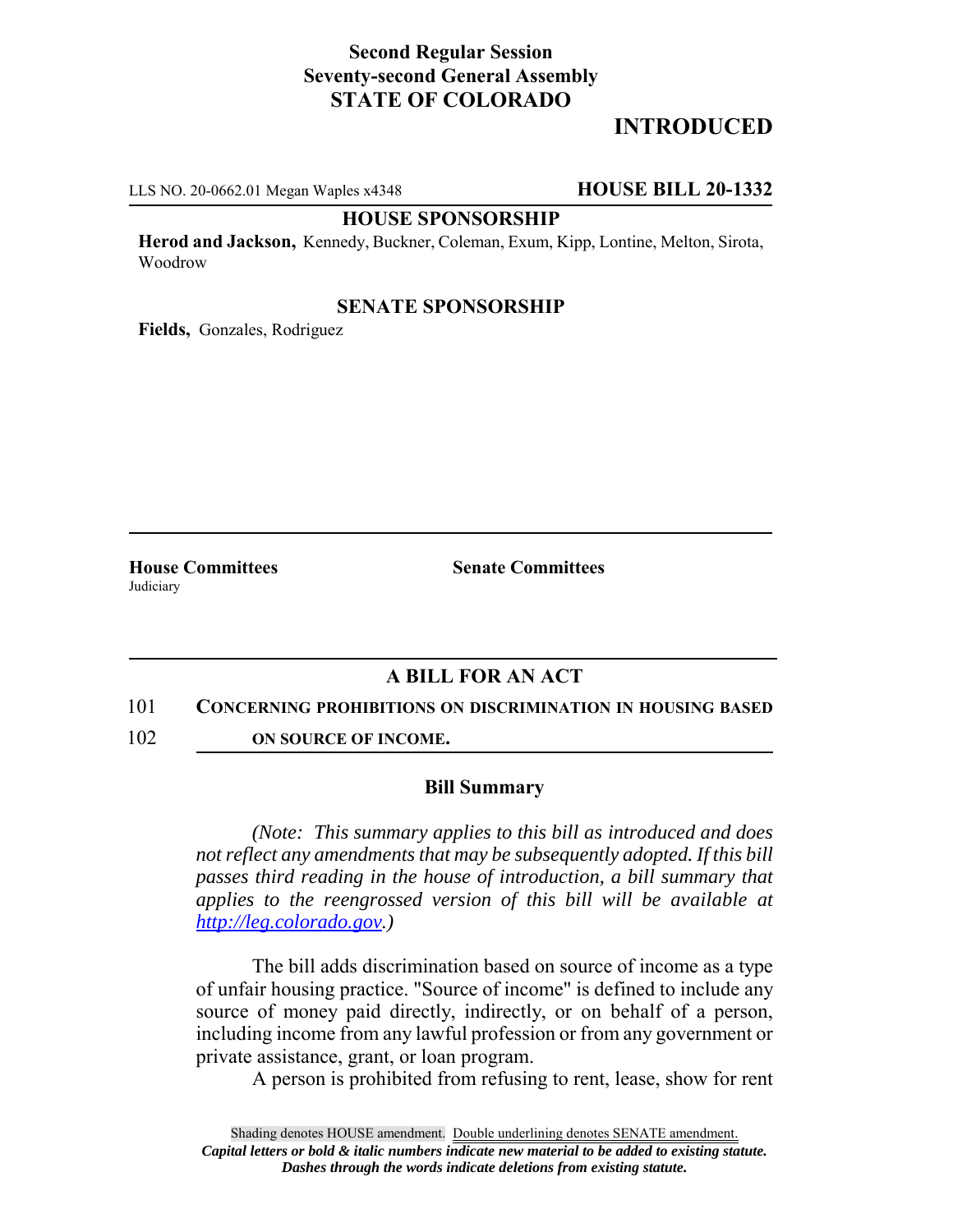**Second Regular Session**
**Seventy-second General Assembly**
**STATE OF COLORADO**

**INTRODUCED**

LLS NO. 20-0662.01 Megan Waples x4348 **HOUSE BILL 20-1332**

**HOUSE SPONSORSHIP**

**Herod and Jackson,** Kennedy, Buckner, Coleman, Exum, Kipp, Lontine, Melton, Sirota, Woodrow

**SENATE SPONSORSHIP**

**Fields,** Gonzales, Rodriguez

**House Committees**
Judiciary

**Senate Committees**

## A BILL FOR AN ACT

101 **CONCERNING PROHIBITIONS ON DISCRIMINATION IN HOUSING BASED**
102 **ON SOURCE OF INCOME.**

### Bill Summary

*(Note: This summary applies to this bill as introduced and does not reflect any amendments that may be subsequently adopted. If this bill passes third reading in the house of introduction, a bill summary that applies to the reengrossed version of this bill will be available at http://leg.colorado.gov.)*

The bill adds discrimination based on source of income as a type of unfair housing practice. "Source of income" is defined to include any source of money paid directly, indirectly, or on behalf of a person, including income from any lawful profession or from any government or private assistance, grant, or loan program.

A person is prohibited from refusing to rent, lease, show for rent

Shading denotes HOUSE amendment. Double underlining denotes SENATE amendment.
*Capital letters or bold & italic numbers indicate new material to be added to existing statute.*
*Dashes through the words indicate deletions from existing statute.*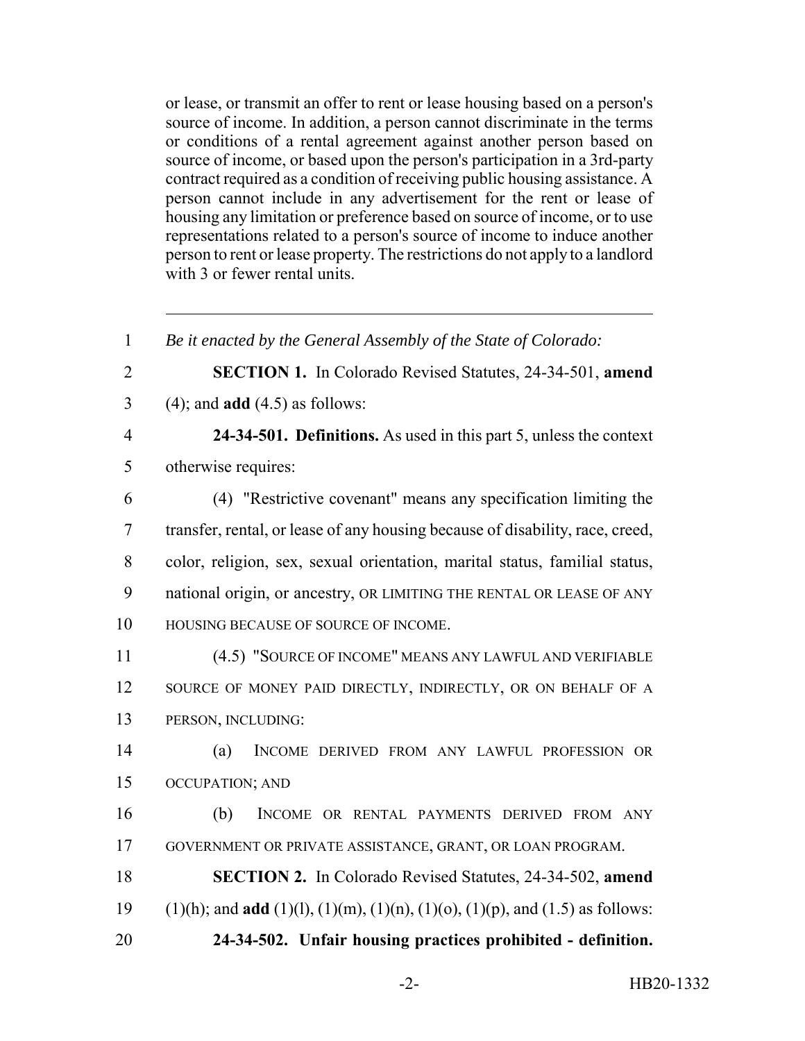or lease, or transmit an offer to rent or lease housing based on a person's source of income. In addition, a person cannot discriminate in the terms or conditions of a rental agreement against another person based on source of income, or based upon the person's participation in a 3rd-party contract required as a condition of receiving public housing assistance. A person cannot include in any advertisement for the rent or lease of housing any limitation or preference based on source of income, or to use representations related to a person's source of income to induce another person to rent or lease property. The restrictions do not apply to a landlord with 3 or fewer rental units.

---

1 *Be it enacted by the General Assembly of the State of Colorado:*

2 **SECTION 1.** In Colorado Revised Statutes, 24-34-501, **amend**
3 (4); and **add** (4.5) as follows:

4 **24-34-501. Definitions.** As used in this part 5, unless the context
5 otherwise requires:

6 (4) "Restrictive covenant" means any specification limiting the
7 transfer, rental, or lease of any housing because of disability, race, creed,
8 color, religion, sex, sexual orientation, marital status, familial status,
9 national origin, or ancestry, OR LIMITING THE RENTAL OR LEASE OF ANY
10 HOUSING BECAUSE OF SOURCE OF INCOME.

11 (4.5) "SOURCE OF INCOME" MEANS ANY LAWFUL AND VERIFIABLE
12 SOURCE OF MONEY PAID DIRECTLY, INDIRECTLY, OR ON BEHALF OF A
13 PERSON, INCLUDING:

14 (a) INCOME DERIVED FROM ANY LAWFUL PROFESSION OR
15 OCCUPATION; AND

16 (b) INCOME OR RENTAL PAYMENTS DERIVED FROM ANY
17 GOVERNMENT OR PRIVATE ASSISTANCE, GRANT, OR LOAN PROGRAM.

18 **SECTION 2.** In Colorado Revised Statutes, 24-34-502, **amend**
19 (1)(h); and **add** (1)(l), (1)(m), (1)(n), (1)(o), (1)(p), and (1.5) as follows:

20 **24-34-502. Unfair housing practices prohibited - definition.**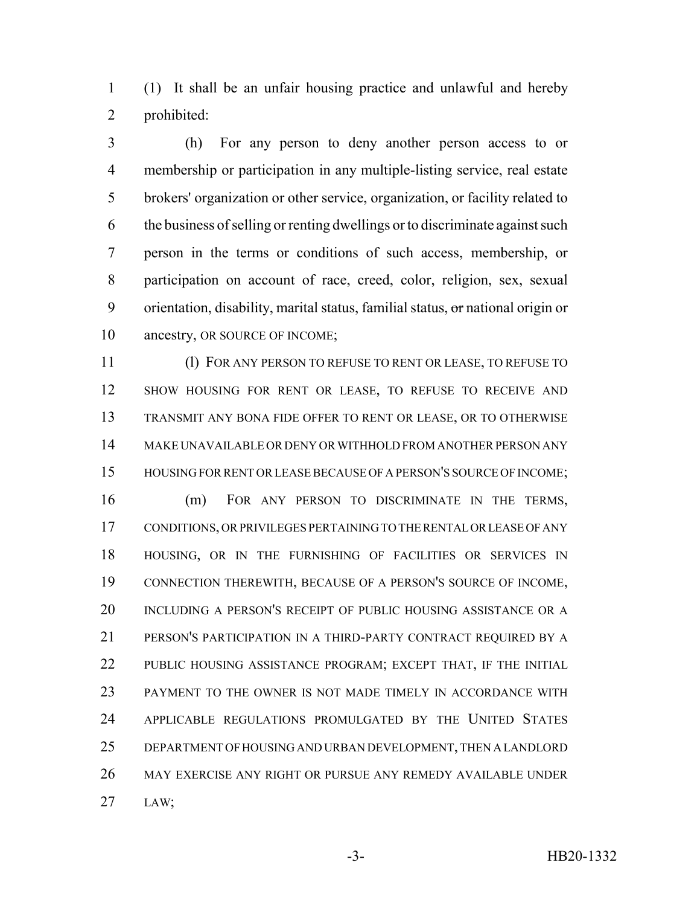(1) It shall be an unfair housing practice and unlawful and hereby prohibited:

(h) For any person to deny another person access to or membership or participation in any multiple-listing service, real estate brokers' organization or other service, organization, or facility related to the business of selling or renting dwellings or to discriminate against such person in the terms or conditions of such access, membership, or participation on account of race, creed, color, religion, sex, sexual orientation, disability, marital status, familial status, ~~or~~ national origin or ancestry, OR SOURCE OF INCOME;

(l) FOR ANY PERSON TO REFUSE TO RENT OR LEASE, TO REFUSE TO SHOW HOUSING FOR RENT OR LEASE, TO REFUSE TO RECEIVE AND TRANSMIT ANY BONA FIDE OFFER TO RENT OR LEASE, OR TO OTHERWISE MAKE UNAVAILABLE OR DENY OR WITHHOLD FROM ANOTHER PERSON ANY HOUSING FOR RENT OR LEASE BECAUSE OF A PERSON'S SOURCE OF INCOME;

(m) FOR ANY PERSON TO DISCRIMINATE IN THE TERMS, CONDITIONS, OR PRIVILEGES PERTAINING TO THE RENTAL OR LEASE OF ANY HOUSING, OR IN THE FURNISHING OF FACILITIES OR SERVICES IN CONNECTION THEREWITH, BECAUSE OF A PERSON'S SOURCE OF INCOME, INCLUDING A PERSON'S RECEIPT OF PUBLIC HOUSING ASSISTANCE OR A PERSON'S PARTICIPATION IN A THIRD-PARTY CONTRACT REQUIRED BY A PUBLIC HOUSING ASSISTANCE PROGRAM; EXCEPT THAT, IF THE INITIAL PAYMENT TO THE OWNER IS NOT MADE TIMELY IN ACCORDANCE WITH APPLICABLE REGULATIONS PROMULGATED BY THE UNITED STATES DEPARTMENT OF HOUSING AND URBAN DEVELOPMENT, THEN A LANDLORD MAY EXERCISE ANY RIGHT OR PURSUE ANY REMEDY AVAILABLE UNDER LAW;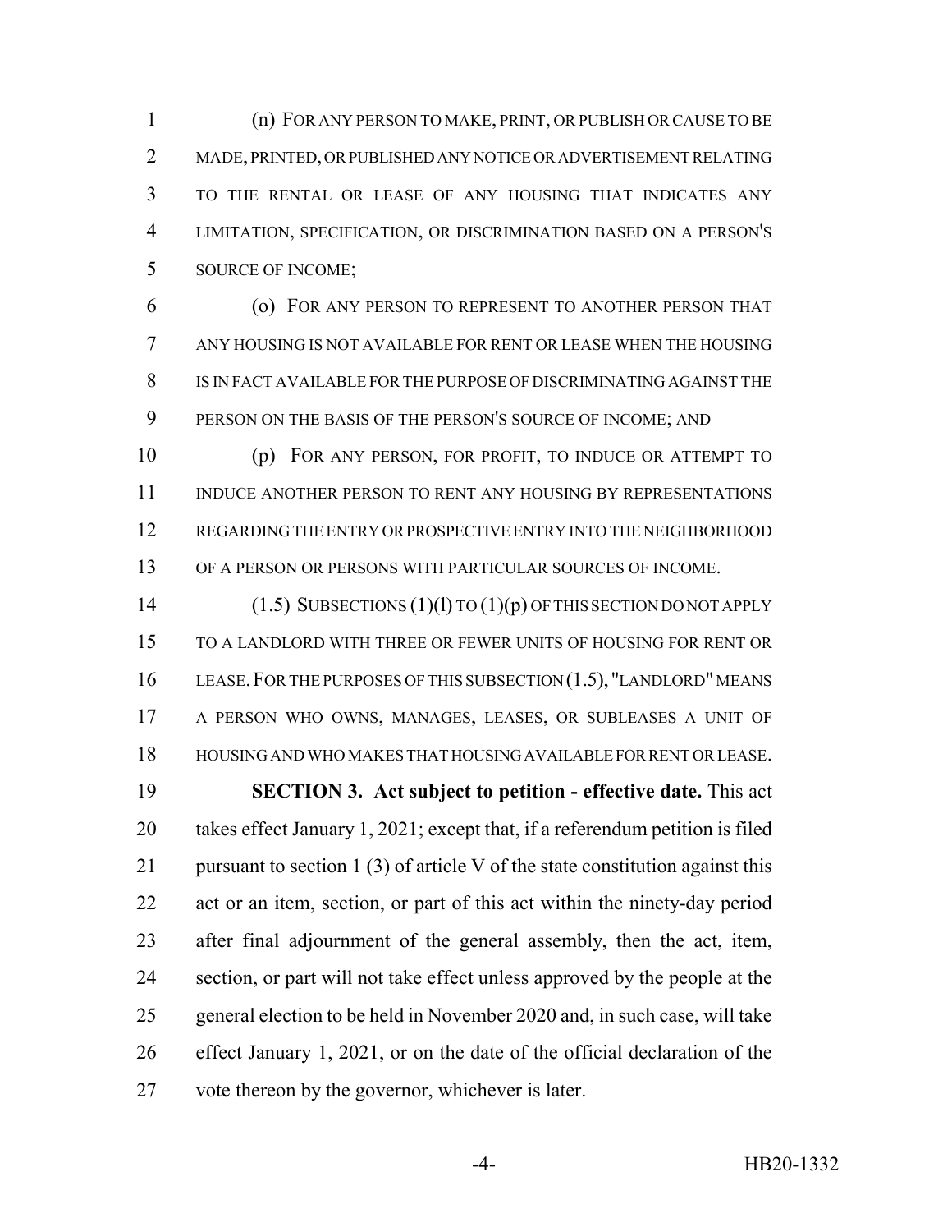(n) FOR ANY PERSON TO MAKE, PRINT, OR PUBLISH OR CAUSE TO BE MADE, PRINTED, OR PUBLISHED ANY NOTICE OR ADVERTISEMENT RELATING TO THE RENTAL OR LEASE OF ANY HOUSING THAT INDICATES ANY LIMITATION, SPECIFICATION, OR DISCRIMINATION BASED ON A PERSON'S SOURCE OF INCOME;

(o) FOR ANY PERSON TO REPRESENT TO ANOTHER PERSON THAT ANY HOUSING IS NOT AVAILABLE FOR RENT OR LEASE WHEN THE HOUSING IS IN FACT AVAILABLE FOR THE PURPOSE OF DISCRIMINATING AGAINST THE PERSON ON THE BASIS OF THE PERSON'S SOURCE OF INCOME; AND

(p) FOR ANY PERSON, FOR PROFIT, TO INDUCE OR ATTEMPT TO INDUCE ANOTHER PERSON TO RENT ANY HOUSING BY REPRESENTATIONS REGARDING THE ENTRY OR PROSPECTIVE ENTRY INTO THE NEIGHBORHOOD OF A PERSON OR PERSONS WITH PARTICULAR SOURCES OF INCOME.

(1.5) SUBSECTIONS (1)(l) TO (1)(p) OF THIS SECTION DO NOT APPLY TO A LANDLORD WITH THREE OR FEWER UNITS OF HOUSING FOR RENT OR LEASE. FOR THE PURPOSES OF THIS SUBSECTION (1.5), "LANDLORD" MEANS A PERSON WHO OWNS, MANAGES, LEASES, OR SUBLEASES A UNIT OF HOUSING AND WHO MAKES THAT HOUSING AVAILABLE FOR RENT OR LEASE.

**SECTION 3. Act subject to petition - effective date.** This act takes effect January 1, 2021; except that, if a referendum petition is filed pursuant to section 1 (3) of article V of the state constitution against this act or an item, section, or part of this act within the ninety-day period after final adjournment of the general assembly, then the act, item, section, or part will not take effect unless approved by the people at the general election to be held in November 2020 and, in such case, will take effect January 1, 2021, or on the date of the official declaration of the vote thereon by the governor, whichever is later.